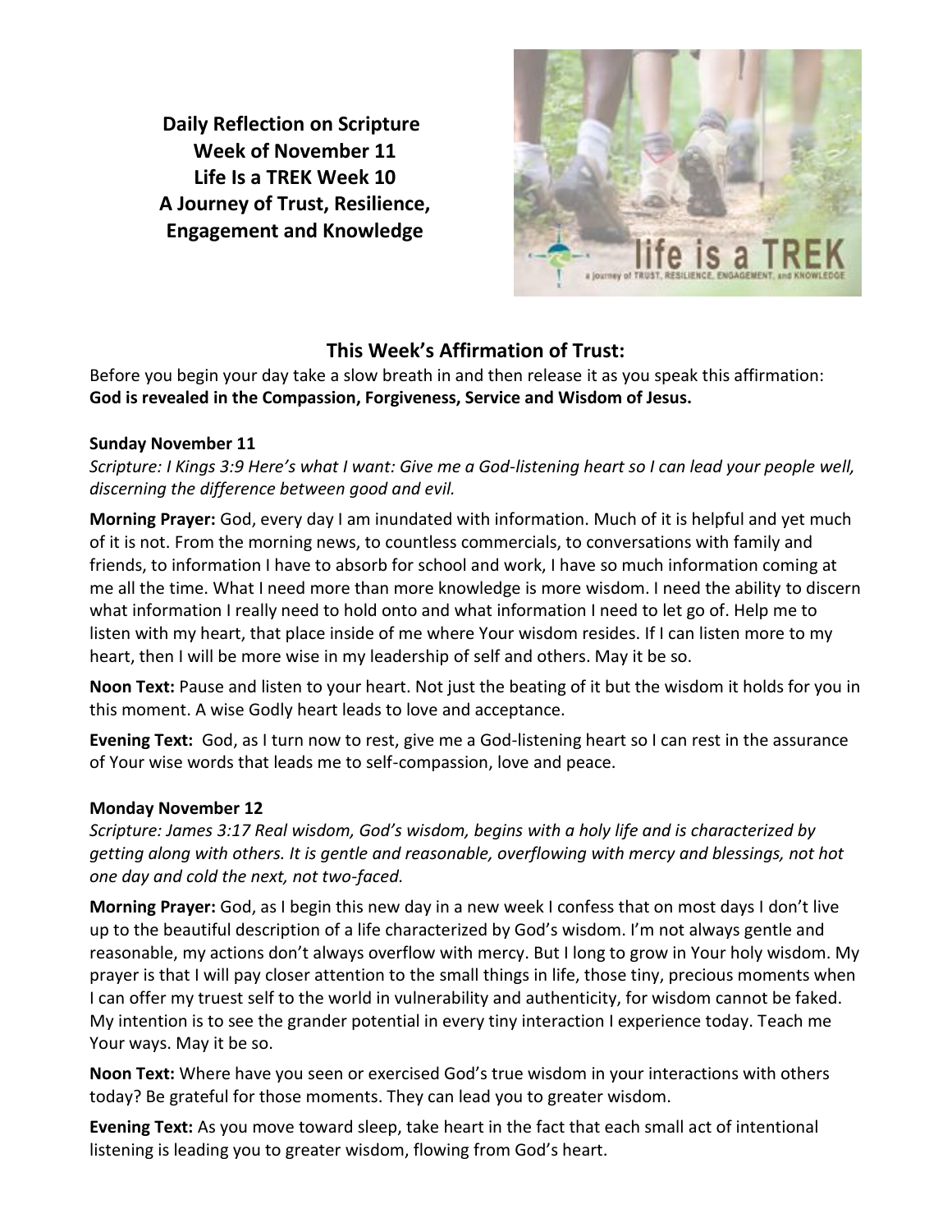# Daily Reflection on Scripture
# Week of November 11
# Life Is a TREK Week 10
# A Journey of Trust, Resilience, Engagement and Knowledge

## This Week's Affirmation of Trust:

Before you begin your day take a slow breath in and then release it as you speak this affirmation: **God is revealed in the Compassion, Forgiveness, Service and Wisdom of Jesus.**

### Sunday November 11

*Scripture: I Kings 3:9 Here's what I want: Give me a God-listening heart so I can lead your people well, discerning the difference between good and evil.*

**Morning Prayer:** God, every day I am inundated with information. Much of it is helpful and yet much of it is not. From the morning news, to countless commercials, to conversations with family and friends, to information I have to absorb for school and work, I have so much information coming at me all the time. What I need more than more knowledge is more wisdom. I need the ability to discern what information I really need to hold onto and what information I need to let go of. Help me to listen with my heart, that place inside of me where Your wisdom resides. If I can listen more to my heart, then I will be more wise in my leadership of self and others. May it be so.

**Noon Text:** Pause and listen to your heart. Not just the beating of it but the wisdom it holds for you in this moment. A wise Godly heart leads to love and acceptance.

**Evening Text:** God, as I turn now to rest, give me a God-listening heart so I can rest in the assurance of Your wise words that leads me to self-compassion, love and peace.

### Monday November 12

*Scripture: James 3:17 Real wisdom, God's wisdom, begins with a holy life and is characterized by getting along with others. It is gentle and reasonable, overflowing with mercy and blessings, not hot one day and cold the next, not two-faced.*

**Morning Prayer:** God, as I begin this new day in a new week I confess that on most days I don't live up to the beautiful description of a life characterized by God's wisdom. I'm not always gentle and reasonable, my actions don't always overflow with mercy. But I long to grow in Your holy wisdom. My prayer is that I will pay closer attention to the small things in life, those tiny, precious moments when I can offer my truest self to the world in vulnerability and authenticity, for wisdom cannot be faked. My intention is to see the grander potential in every tiny interaction I experience today. Teach me Your ways. May it be so.

**Noon Text:** Where have you seen or exercised God's true wisdom in your interactions with others today? Be grateful for those moments. They can lead you to greater wisdom.

**Evening Text:** As you move toward sleep, take heart in the fact that each small act of intentional listening is leading you to greater wisdom, flowing from God's heart.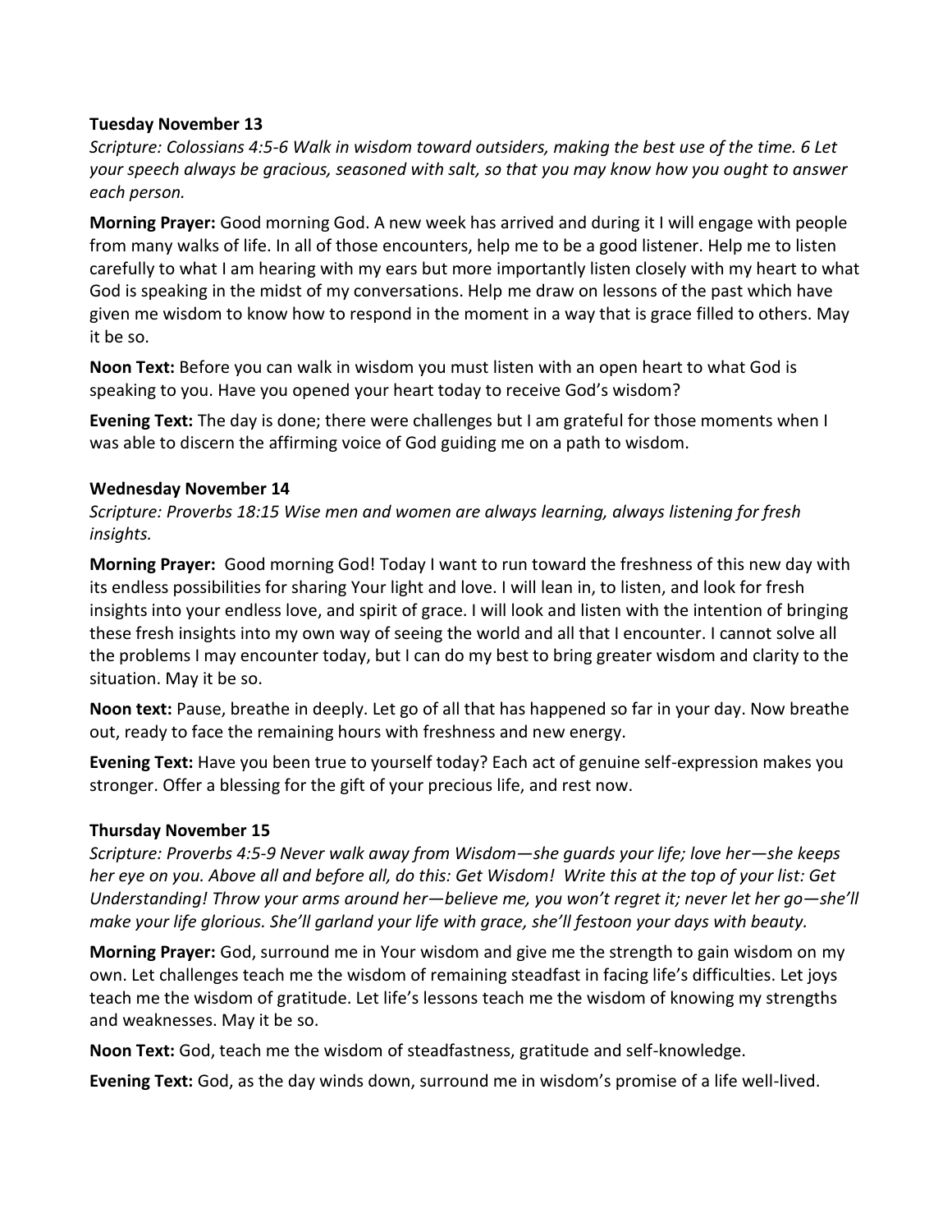**Tuesday November 13**

*Scripture: Colossians 4:5-6 Walk in wisdom toward outsiders, making the best use of the time. 6 Let your speech always be gracious, seasoned with salt, so that you may know how you ought to answer each person.*

**Morning Prayer:** Good morning God. A new week has arrived and during it I will engage with people from many walks of life. In all of those encounters, help me to be a good listener. Help me to listen carefully to what I am hearing with my ears but more importantly listen closely with my heart to what God is speaking in the midst of my conversations. Help me draw on lessons of the past which have given me wisdom to know how to respond in the moment in a way that is grace filled to others. May it be so.

**Noon Text:** Before you can walk in wisdom you must listen with an open heart to what God is speaking to you. Have you opened your heart today to receive God's wisdom?

**Evening Text:** The day is done; there were challenges but I am grateful for those moments when I was able to discern the affirming voice of God guiding me on a path to wisdom.

**Wednesday November 14**

*Scripture: Proverbs 18:15 Wise men and women are always learning, always listening for fresh insights.*

**Morning Prayer:** Good morning God! Today I want to run toward the freshness of this new day with its endless possibilities for sharing Your light and love. I will lean in, to listen, and look for fresh insights into your endless love, and spirit of grace. I will look and listen with the intention of bringing these fresh insights into my own way of seeing the world and all that I encounter. I cannot solve all the problems I may encounter today, but I can do my best to bring greater wisdom and clarity to the situation. May it be so.

**Noon text:** Pause, breathe in deeply. Let go of all that has happened so far in your day. Now breathe out, ready to face the remaining hours with freshness and new energy.

**Evening Text:** Have you been true to yourself today? Each act of genuine self-expression makes you stronger. Offer a blessing for the gift of your precious life, and rest now.

**Thursday November 15**

*Scripture: Proverbs 4:5-9 Never walk away from Wisdom—she guards your life; love her—she keeps her eye on you. Above all and before all, do this: Get Wisdom! Write this at the top of your list: Get Understanding! Throw your arms around her—believe me, you won't regret it; never let her go—she'll make your life glorious. She'll garland your life with grace, she'll festoon your days with beauty.*

**Morning Prayer:** God, surround me in Your wisdom and give me the strength to gain wisdom on my own. Let challenges teach me the wisdom of remaining steadfast in facing life's difficulties. Let joys teach me the wisdom of gratitude. Let life's lessons teach me the wisdom of knowing my strengths and weaknesses. May it be so.

**Noon Text:** God, teach me the wisdom of steadfastness, gratitude and self-knowledge.

**Evening Text:** God, as the day winds down, surround me in wisdom's promise of a life well-lived.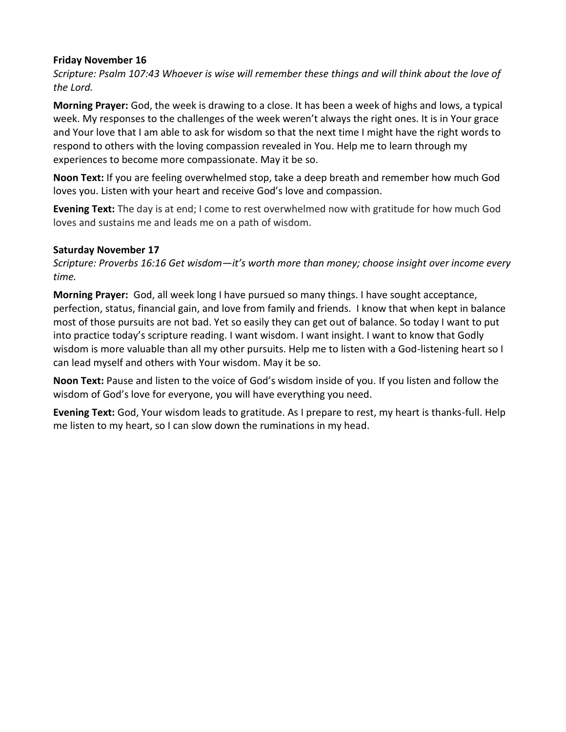**Friday November 16**

*Scripture: Psalm 107:43 Whoever is wise will remember these things and will think about the love of the Lord.*

**Morning Prayer:** God, the week is drawing to a close. It has been a week of highs and lows, a typical week. My responses to the challenges of the week weren't always the right ones. It is in Your grace and Your love that I am able to ask for wisdom so that the next time I might have the right words to respond to others with the loving compassion revealed in You. Help me to learn through my experiences to become more compassionate. May it be so.

**Noon Text:** If you are feeling overwhelmed stop, take a deep breath and remember how much God loves you. Listen with your heart and receive God's love and compassion.

**Evening Text:** The day is at end; I come to rest overwhelmed now with gratitude for how much God loves and sustains me and leads me on a path of wisdom.

**Saturday November 17**

*Scripture: Proverbs 16:16 Get wisdom—it's worth more than money; choose insight over income every time.*

**Morning Prayer:** God, all week long I have pursued so many things. I have sought acceptance, perfection, status, financial gain, and love from family and friends. I know that when kept in balance most of those pursuits are not bad. Yet so easily they can get out of balance. So today I want to put into practice today's scripture reading. I want wisdom. I want insight. I want to know that Godly wisdom is more valuable than all my other pursuits. Help me to listen with a God-listening heart so I can lead myself and others with Your wisdom. May it be so.

**Noon Text:** Pause and listen to the voice of God's wisdom inside of you. If you listen and follow the wisdom of God's love for everyone, you will have everything you need.

**Evening Text:** God, Your wisdom leads to gratitude. As I prepare to rest, my heart is thanks-full. Help me listen to my heart, so I can slow down the ruminations in my head.